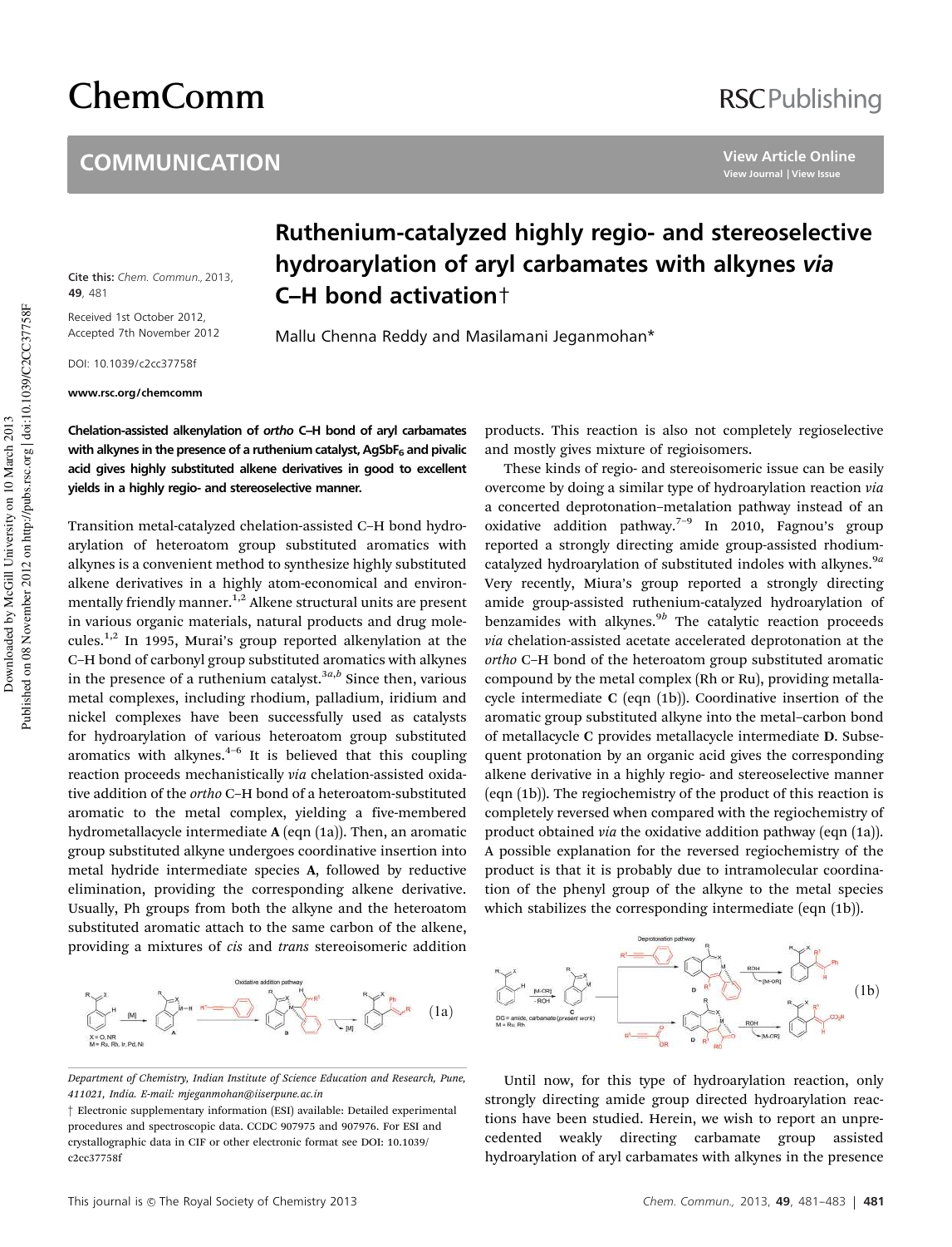# Ruthenium-catalyzed highly regio- and stereoselective hydroarylation of aryl carbamates with alkynes *via* C–H bond activation†

Mallu Chenna Reddy and Masilamani Jeganmohan*

Cite this: *Chem. Commun.*, 2013, **49**, 481

Received 1st October 2012, Accepted 7th November 2012

DOI: 10.1039/c2cc37758f

www.rsc.org/chemcomm

**Chelation-assisted alkenylation of *ortho* C–H bond of aryl carbamates with alkynes in the presence of a ruthenium catalyst, $AgSbF_6$ and pivalic acid gives highly substituted alkene derivatives in good to excellent yields in a highly regio- and stereoselective manner.**

Transition metal-catalyzed chelation-assisted C–H bond hydroarylation of heteroatom group substituted aromatics with alkynes is a convenient method to synthesize highly substituted alkene derivatives in a highly atom-economical and environmentally friendly manner.[1,2] Alkene structural units are present in various organic materials, natural products and drug molecules.[1,2] In 1995, Murai's group reported alkenylation at the C–H bond of carbonyl group substituted aromatics with alkynes in the presence of a ruthenium catalyst.[3a,b] Since then, various metal complexes, including rhodium, palladium, iridium and nickel complexes have been successfully used as catalysts for hydroarylation of various heteroatom group substituted aromatics with alkynes.[4–6] It is believed that this coupling reaction proceeds mechanistically *via* chelation-assisted oxidative addition of the *ortho* C–H bond of a heteroatom-substituted aromatic to the metal complex, yielding a five-membered hydrometallacycle intermediate **A** (eqn (1a)). Then, an aromatic group substituted alkyne undergoes coordinative insertion into metal hydride intermediate species **A**, followed by reductive elimination, providing the corresponding alkene derivative. Usually, Ph groups from both the alkyne and the heteroatom substituted aromatic attach to the same carbon of the alkene, providing a mixtures of *cis* and *trans* stereoisomeric addition products. This reaction is also not completely regioselective and mostly gives mixture of regioisomers.

(1a)

These kinds of regio- and stereoisomeric issue can be easily overcome by doing a similar type of hydroarylation reaction *via* a concerted deprotonation–metalation pathway instead of an oxidative addition pathway.[7–9] In 2010, Fagnou's group reported a strongly directing amide group-assisted rhodium-catalyzed hydroarylation of substituted indoles with alkynes.[9a] Very recently, Miura's group reported a strongly directing amide group-assisted ruthenium-catalyzed hydroarylation of benzamides with alkynes.[9b] The catalytic reaction proceeds *via* chelation-assisted acetate accelerated deprotonation at the *ortho* C–H bond of the heteroatom group substituted aromatic compound by the metal complex (Rh or Ru), providing metallacycle intermediate **C** (eqn (1b)). Coordinative insertion of the aromatic group substituted alkyne into the metal–carbon bond of metallacycle **C** provides metallacycle intermediate **D**. Subsequent protonation by an organic acid gives the corresponding alkene derivative in a highly regio- and stereoselective manner (eqn (1b)). The regiochemistry of the product of this reaction is completely reversed when compared with the regiochemistry of product obtained *via* the oxidative addition pathway (eqn (1a)). A possible explanation for the reversed regiochemistry of the product is that it is probably due to intramolecular coordination of the phenyl group of the alkyne to the metal species which stabilizes the corresponding intermediate (eqn (1b)).

(1b)

Until now, for this type of hydroarylation reaction, only strongly directing amide group directed hydroarylation reactions have been studied. Herein, we wish to report an unprecedented weakly directing carbamate group assisted hydroarylation of aryl carbamates with alkynes in the presence

Department of Chemistry, Indian Institute of Science Education and Research, Pune, 411021, India. E-mail: mjeganmohan@iiserpune.ac.in

† Electronic supplementary information (ESI) available: Detailed experimental procedures and spectroscopic data. CCDC 907975 and 907976. For ESI and crystallographic data in CIF or other electronic format see DOI: 10.1039/c2cc37758f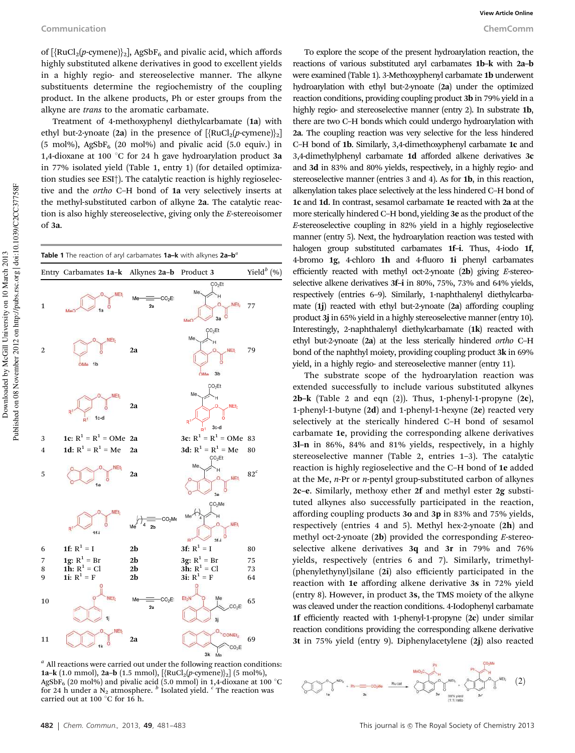of [{RuCl$_2$(p-cymene)}$_2$], AgSbF$_6$ and pivalic acid, which affords highly substituted alkene derivatives in good to excellent yields in a highly regio- and stereoselective manner. The alkyne substituents determine the regiochemistry of the coupling product. In the alkene products, Ph or ester groups from the alkyne are *trans* to the aromatic carbamate.

Treatment of 4-methoxyphenyl diethylcarbamate (**1a**) with ethyl but-2-ynoate (**2a**) in the presence of [{RuCl$_2$(p-cymene)}$_2$] (5 mol%), AgSbF$_6$ (20 mol%) and pivalic acid (5.0 equiv.) in 1,4-dioxane at 100 °C for 24 h gave hydroarylation product **3a** in 77% isolated yield (Table 1, entry 1) (for detailed optimization studies see ESI†). The catalytic reaction is highly regioselective and the *ortho* C–H bond of **1a** very selectively inserts at the methyl-substituted carbon of alkyne **2a**. The catalytic reaction is also highly stereoselective, giving only the *E*-stereoisomer of **3a**.

**Table 1** The reaction of aryl carbamates **1a–k** with alkynes **2a–b**[a]

| Entry | Carbamates 1a–k | Alkynes 2a–b | Product 3 | Yield[b] (%) |
|---|---|---|---|---|
| 1 | 1a | 2a | 3a | 77 |
| 2 | 1b | 2a | 3b | 79 |
| 3 | 1c: R$^1$ = R$^1$ = OMe | 2a | 3c: R$^1$ = R$^1$ = OMe | 83 |
| 4 | 1d: R$^1$ = R$^1$ = Me | 2a | 3d: R$^1$ = R$^1$ = Me | 80 |
| 5 | 1e | 2a | 3e | 82[c] |
| 6 | 1f: R$^1$ = I | 2b | 3f: R$^1$ = I | 80 |
| 7 | 1g: R$^1$ = Br | 2b | 3g: R$^1$ = Br | 75 |
| 8 | 1h: R$^1$ = Cl | 2b | 3h: R$^1$ = Cl | 73 |
| 9 | 1i: R$^1$ = F | 2b | 3i: R$^1$ = F | 64 |
| 10 | 1j | 2a | 3j | 65 |
| 11 | 1k | 2a | 3k | 69 |

[a] All reactions were carried out under the following reaction conditions: **1a–k** (1.0 mmol), **2a–b** (1.5 mmol), [{RuCl$_2$(p-cymene)}$_2$] (5 mol%), AgSbF$_6$ (20 mol%) and pivalic acid (5.0 mmol) in 1,4-dioxane at 100 °C for 24 h under a N$_2$ atmosphere. [b] Isolated yield. [c] The reaction was carried out at 100 °C for 16 h.

To explore the scope of the present hydroarylation reaction, the reactions of various substituted aryl carbamates **1b–k** with **2a–b** were examined (Table 1). 3-Methoxyphenyl carbamate **1b** underwent hydroarylation with ethyl but-2-ynoate (**2a**) under the optimized reaction conditions, providing coupling product **3b** in 79% yield in a highly regio- and stereoselective manner (entry 2). In substrate **1b**, there are two C–H bonds which could undergo hydroarylation with **2a**. The coupling reaction was very selective for the less hindered C–H bond of **1b**. Similarly, 3,4-dimethoxyphenyl carbamate **1c** and 3,4-dimethylphenyl carbamate **1d** afforded alkene derivatives **3c** and **3d** in 83% and 80% yields, respectively, in a highly regio- and stereoselective manner (entries 3 and 4). As for **1b**, in this reaction, alkenylation takes place selectively at the less hindered C–H bond of **1c** and **1d**. In contrast, sesamol carbamate **1e** reacted with **2a** at the more sterically hindered C–H bond, yielding **3e** as the product of the *E*-stereoselective coupling in 82% yield in a highly regioselective manner (entry 5). Next, the hydroarylation reaction was tested with halogen group substituted carbamates **1f–i**. Thus, 4-iodo **1f**, 4-bromo **1g**, 4-chloro **1h** and 4-fluoro **1i** phenyl carbamates efficiently reacted with methyl oct-2-ynoate (**2b**) giving *E*-stereoselective alkene derivatives **3f–i** in 80%, 75%, 73% and 64% yields, respectively (entries 6–9). Similarly, 1-naphthalenyl diethylcarbamate (**1j**) reacted with ethyl but-2-ynoate (**2a**) affording coupling product **3j** in 65% yield in a highly stereoselective manner (entry 10). Interestingly, 2-naphthalenyl diethylcarbamate (**1k**) reacted with ethyl but-2-ynoate (**2a**) at the less sterically hindered *ortho* C–H bond of the naphthyl moiety, providing coupling product **3k** in 69% yield, in a highly regio- and stereoselective manner (entry 11).

The substrate scope of the hydroarylation reaction was extended successfully to include various substituted alkynes **2b–k** (Table 2 and eqn (2)). Thus, 1-phenyl-1-propyne (**2c**), 1-phenyl-1-butyne (**2d**) and 1-phenyl-1-hexyne (**2e**) reacted very selectively at the sterically hindered C–H bond of sesamol carbamate **1e**, providing the corresponding alkene derivatives **3l–n** in 86%, 84% and 81% yields, respectively, in a highly stereoselective manner (Table 2, entries 1–3). The catalytic reaction is highly regioselective and the C–H bond of **1e** added at the Me, *n*-Pr or *n*-pentyl group-substituted carbon of alkynes **2c–e**. Similarly, methoxy ether **2f** and methyl ester **2g** substituted alkynes also successfully participated in the reaction, affording coupling products **3o** and **3p** in 83% and 75% yields, respectively (entries 4 and 5). Methyl hex-2-ynoate (**2h**) and methyl oct-2-ynoate (**2b**) provided the corresponding *E*-stereoselective alkene derivatives **3q** and **3r** in 79% and 76% yields, respectively (entries 6 and 7). Similarly, trimethyl(phenylethynyl)silane (**2i**) also efficiently participated in the reaction with **1e** affording alkene derivative **3s** in 72% yield (entry 8). However, in product **3s**, the TMS moiety of the alkyne was cleaved under the reaction conditions. 4-Iodophenyl carbamate **1f** efficiently reacted with 1-phenyl-1-propyne (**2c**) under similar reaction conditions providing the corresponding alkene derivative **3t** in 75% yield (entry 9). Diphenylacetylene (**2j**) also reacted

$$\mathbf{1e} + \mathrm{Ph{-}{\equiv}{-}CO_2Me}\ (\mathbf{2k}) \xrightarrow{\text{Ru cat}} \mathbf{3v} + \mathbf{3v'} \quad \text{59\% yield (1:1 ratio)} \tag{2}$$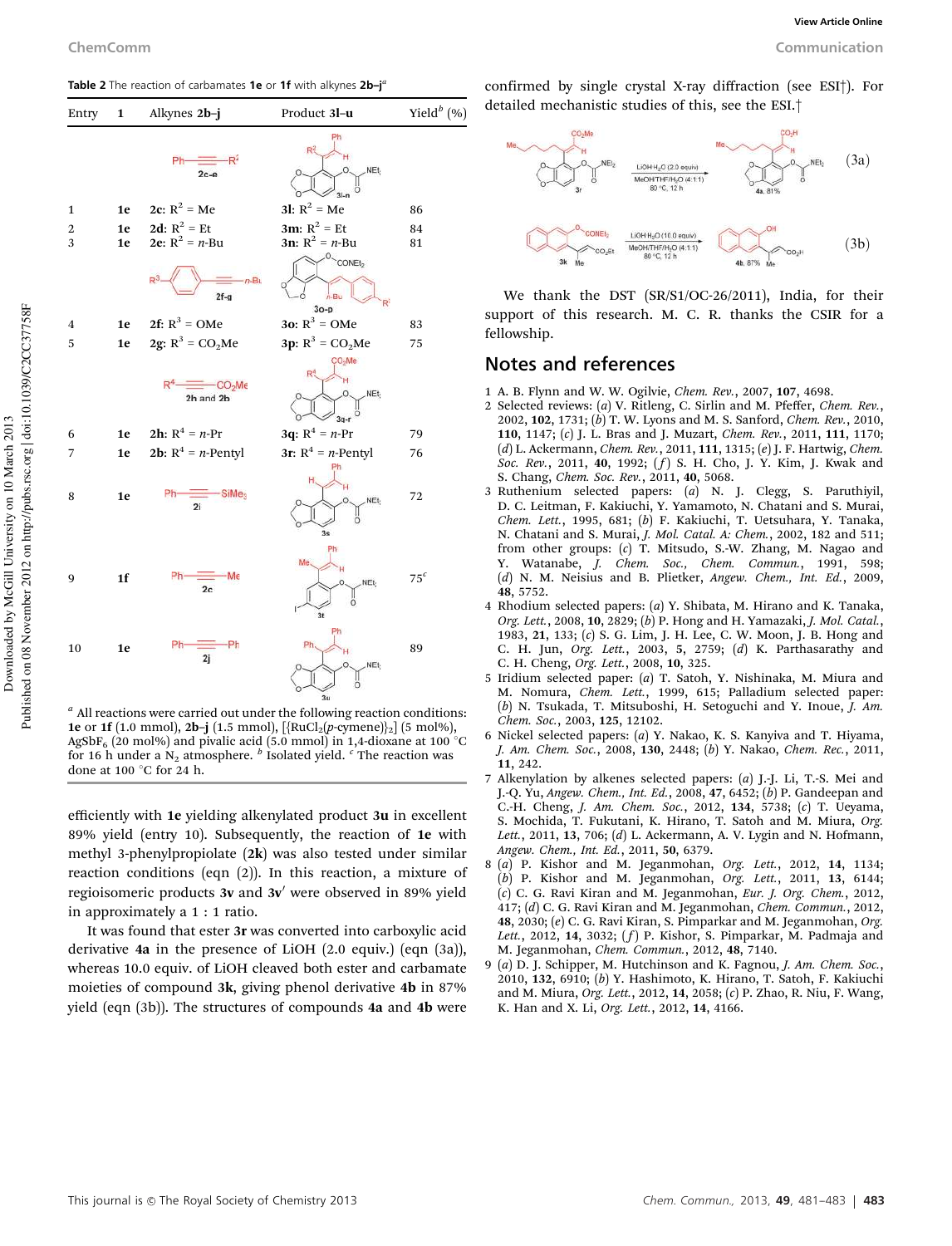**Table 2** The reaction of carbamates **1e** or **1f** with alkynes **2b–j**[a]

| Entry | 1 | Alkynes 2b–j | Product 3l–u | Yield[b] (%) |
|---|---|---|---|---|
| 1 | **1e** | **2c**: $R^2$ = Me | **3l**: $R^2$ = Me | 86 |
| 2 | **1e** | **2d**: $R^2$ = Et | **3m**: $R^2$ = Et | 84 |
| 3 | **1e** | **2e**: $R^2$ = *n*-Bu | **3n**: $R^2$ = *n*-Bu | 81 |
| 4 | **1e** | **2f**: $R^3$ = OMe | **3o**: $R^3$ = OMe | 83 |
| 5 | **1e** | **2g**: $R^3$ = $CO_2Me$ | **3p**: $R^3$ = $CO_2Me$ | 75 |
| 6 | **1e** | **2h**: $R^4$ = *n*-Pr | **3q**: $R^4$ = *n*-Pr | 79 |
| 7 | **1e** | **2b**: $R^4$ = *n*-Pentyl | **3r**: $R^4$ = *n*-Pentyl | 76 |
| 8 | **1e** | **2i** | **3s** | 72 |
| 9 | **1f** | **2c** | **3t** | 75[c] |
| 10 | **1e** | **2j** | **3u** | 89 |

[a] All reactions were carried out under the following reaction conditions: **1e** or **1f** (1.0 mmol), **2b–j** (1.5 mmol), $[\{RuCl_2(p\text{-cymene})\}_2]$ (5 mol%), $AgSbF_6$ (20 mol%) and pivalic acid (5.0 mmol) in 1,4-dioxane at 100 °C for 16 h under a $N_2$ atmosphere. [b] Isolated yield. [c] The reaction was done at 100 °C for 24 h.

efficiently with **1e** yielding alkenylated product **3u** in excellent 89% yield (entry 10). Subsequently, the reaction of **1e** with methyl 3-phenylpropiolate (**2k**) was also tested under similar reaction conditions (eqn (2)). In this reaction, a mixture of regioisomeric products **3v** and **3v′** were observed in 89% yield in approximately a 1 : 1 ratio.

It was found that ester **3r** was converted into carboxylic acid derivative **4a** in the presence of LiOH (2.0 equiv.) (eqn (3a)), whereas 10.0 equiv. of LiOH cleaved both ester and carbamate moieties of compound **3k**, giving phenol derivative **4b** in 87% yield (eqn (3b)). The structures of compounds **4a** and **4b** were confirmed by single crystal X-ray diffraction (see ESI†). For detailed mechanistic studies of this, see the ESI.†

3r → LiOH·H₂O (2.0 equiv), MeOH/THF/H₂O (4:1:1), 80 °C, 12 h → 4a, 81% (3a)

3k → LiOH·H₂O (10.0 equiv), MeOH/THF/H₂O (4:1:1), 80 °C, 12 h → 4b, 87% (3b)

We thank the DST (SR/S1/OC-26/2011), India, for their support of this research. M. C. R. thanks the CSIR for a fellowship.

## Notes and references

1. A. B. Flynn and W. W. Ogilvie, *Chem. Rev.*, 2007, **107**, 4698.
2. Selected reviews: (*a*) V. Ritleng, C. Sirlin and M. Pfeffer, *Chem. Rev.*, 2002, **102**, 1731; (*b*) T. W. Lyons and M. S. Sanford, *Chem. Rev.*, 2010, **110**, 1147; (*c*) J. L. Bras and J. Muzart, *Chem. Rev.*, 2011, **111**, 1170; (*d*) L. Ackermann, *Chem. Rev.*, 2011, **111**, 1315; (*e*) J. F. Hartwig, *Chem. Soc. Rev.*, 2011, **40**, 1992; (*f*) S. H. Cho, J. Y. Kim, J. Kwak and S. Chang, *Chem. Soc. Rev.*, 2011, **40**, 5068.
3. Ruthenium selected papers: (*a*) N. J. Clegg, S. Paruthiyil, D. C. Leitman, F. Kakiuchi, Y. Yamamoto, N. Chatani and S. Murai, *Chem. Lett.*, 1995, 681; (*b*) F. Kakiuchi, T. Uetsuhara, Y. Tanaka, N. Chatani and S. Murai, *J. Mol. Catal. A: Chem.*, 2002, 182 and 511; from other groups: (*c*) T. Mitsudo, S.-W. Zhang, M. Nagao and Y. Watanabe, *J. Chem. Soc., Chem. Commun.*, 1991, 598; (*d*) N. M. Neisius and B. Plietker, *Angew. Chem., Int. Ed.*, 2009, **48**, 5752.
4. Rhodium selected papers: (*a*) Y. Shibata, M. Hirano and K. Tanaka, *Org. Lett.*, 2008, **10**, 2829; (*b*) P. Hong and H. Yamazaki, *J. Mol. Catal.*, 1983, **21**, 133; (*c*) S. G. Lim, J. H. Lee, C. W. Moon, J. B. Hong and C. H. Jun, *Org. Lett.*, 2003, **5**, 2759; (*d*) K. Parthasarathy and C. H. Cheng, *Org. Lett.*, 2008, **10**, 325.
5. Iridium selected paper: (*a*) T. Satoh, Y. Nishinaka, M. Miura and M. Nomura, *Chem. Lett.*, 1999, 615; Palladium selected paper: (*b*) N. Tsukada, T. Mitsuboshi, H. Setoguchi and Y. Inoue, *J. Am. Chem. Soc.*, 2003, **125**, 12102.
6. Nickel selected papers: (*a*) Y. Nakao, K. S. Kanyiva and T. Hiyama, *J. Am. Chem. Soc.*, 2008, **130**, 2448; (*b*) Y. Nakao, *Chem. Rec.*, 2011, **11**, 242.
7. Alkenylation by alkenes selected papers: (*a*) J.-J. Li, T.-S. Mei and J.-Q. Yu, *Angew. Chem., Int. Ed.*, 2008, **47**, 6452; (*b*) P. Gandeepan and C.-H. Cheng, *J. Am. Chem. Soc.*, 2012, **134**, 5738; (*c*) T. Ueyama, S. Mochida, T. Fukutani, K. Hirano, T. Satoh and M. Miura, *Org. Lett.*, 2011, **13**, 706; (*d*) L. Ackermann, A. V. Lygin and N. Hofmann, *Angew. Chem., Int. Ed.*, 2011, **50**, 6379.
8. (*a*) P. Kishor and M. Jeganmohan, *Org. Lett.*, 2012, **14**, 1134; (*b*) P. Kishor and M. Jeganmohan, *Org. Lett.*, 2011, **13**, 6144; (*c*) C. G. Ravi Kiran and M. Jeganmohan, *Eur. J. Org. Chem.*, 2012, 417; (*d*) C. G. Ravi Kiran and M. Jeganmohan, *Chem. Commun.*, 2012, **48**, 2030; (*e*) C. G. Ravi Kiran, S. Pimparkar and M. Jeganmohan, *Org. Lett.*, 2012, **14**, 3032; (*f*) P. Kishor, S. Pimparkar, M. Padmaja and M. Jeganmohan, *Chem. Commun.*, 2012, **48**, 7140.
9. (*a*) D. J. Schipper, M. Hutchinson and K. Fagnou, *J. Am. Chem. Soc.*, 2010, **132**, 6910; (*b*) Y. Hashimoto, K. Hirano, T. Satoh, F. Kakiuchi and M. Miura, *Org. Lett.*, 2012, **14**, 2058; (*c*) P. Zhao, R. Niu, F. Wang, K. Han and X. Li, *Org. Lett.*, 2012, **14**, 4166.